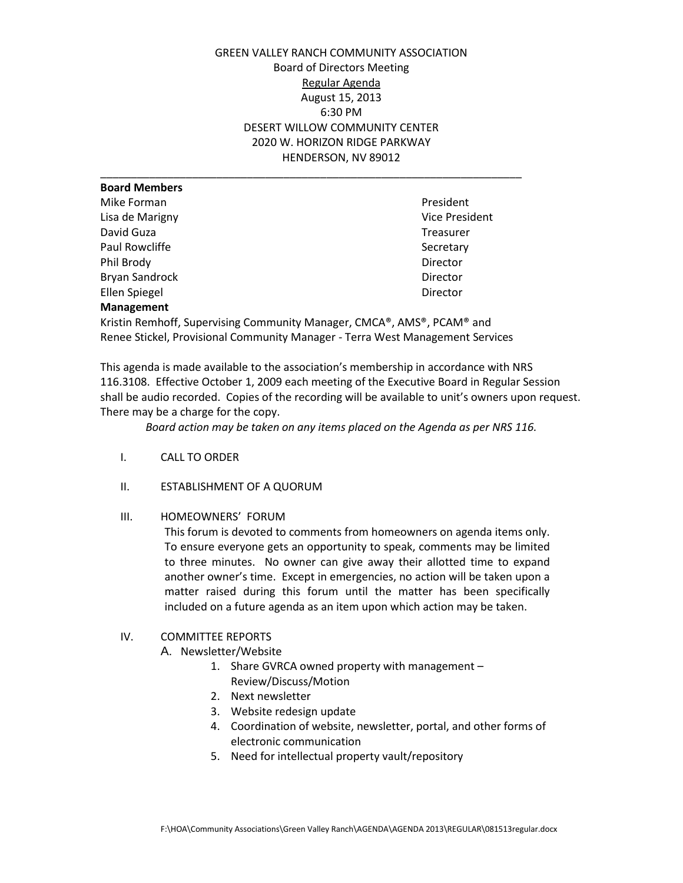GREEN VALLEY RANCH COMMUNITY ASSOCIATION
Board of Directors Meeting
Regular Agenda
August 15, 2013
6:30 PM
DESERT WILLOW COMMUNITY CENTER
2020 W. HORIZON RIDGE PARKWAY
HENDERSON, NV 89012

---

**Board Members**

| | |
|---|---|
| Mike Forman | President |
| Lisa de Marigny | Vice President |
| David Guza | Treasurer |
| Paul Rowcliffe | Secretary |
| Phil Brody | Director |
| Bryan Sandrock | Director |
| Ellen Spiegel | Director |

**Management**

Kristin Remhoff, Supervising Community Manager, CMCA®, AMS®, PCAM® and
Renee Stickel, Provisional Community Manager - Terra West Management Services

This agenda is made available to the association's membership in accordance with NRS 116.3108. Effective October 1, 2009 each meeting of the Executive Board in Regular Session shall be audio recorded. Copies of the recording will be available to unit's owners upon request. There may be a charge for the copy.

*Board action may be taken on any items placed on the Agenda as per NRS 116.*

I. CALL TO ORDER

II. ESTABLISHMENT OF A QUORUM

III. HOMEOWNERS' FORUM

This forum is devoted to comments from homeowners on agenda items only. To ensure everyone gets an opportunity to speak, comments may be limited to three minutes. No owner can give away their allotted time to expand another owner's time. Except in emergencies, no action will be taken upon a matter raised during this forum until the matter has been specifically included on a future agenda as an item upon which action may be taken.

IV. COMMITTEE REPORTS

A. Newsletter/Website
1. Share GVRCA owned property with management – Review/Discuss/Motion
2. Next newsletter
3. Website redesign update
4. Coordination of website, newsletter, portal, and other forms of electronic communication
5. Need for intellectual property vault/repository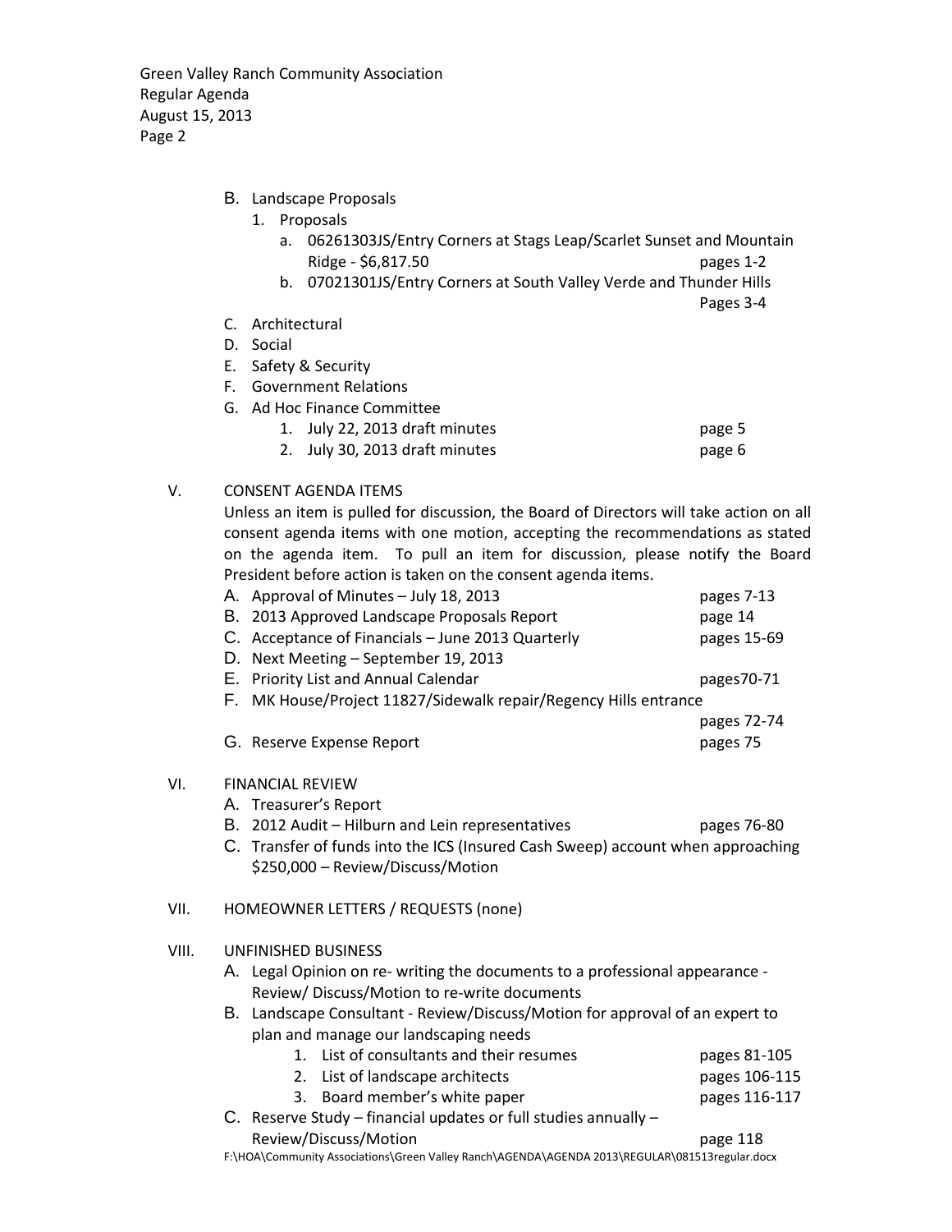- B. Landscape Proposals
  1. Proposals
     - a. 06261303JS/Entry Corners at Stags Leap/Scarlet Sunset and Mountain Ridge - $6,817.50 — pages 1-2
     - b. 07021301JS/Entry Corners at South Valley Verde and Thunder Hills — Pages 3-4
- C. Architectural
- D. Social
- E. Safety & Security
- F. Government Relations
- G. Ad Hoc Finance Committee
  1. July 22, 2013 draft minutes — page 5
  2. July 30, 2013 draft minutes — page 6

## V. CONSENT AGENDA ITEMS

Unless an item is pulled for discussion, the Board of Directors will take action on all consent agenda items with one motion, accepting the recommendations as stated on the agenda item. To pull an item for discussion, please notify the Board President before action is taken on the consent agenda items.

- A. Approval of Minutes – July 18, 2013 — pages 7-13
- B. 2013 Approved Landscape Proposals Report — page 14
- C. Acceptance of Financials – June 2013 Quarterly — pages 15-69
- D. Next Meeting – September 19, 2013
- E. Priority List and Annual Calendar — pages70-71
- F. MK House/Project 11827/Sidewalk repair/Regency Hills entrance — pages 72-74
- G. Reserve Expense Report — pages 75

## VI. FINANCIAL REVIEW

- A. Treasurer's Report
- B. 2012 Audit – Hilburn and Lein representatives — pages 76-80
- C. Transfer of funds into the ICS (Insured Cash Sweep) account when approaching $250,000 – Review/Discuss/Motion

## VII. HOMEOWNER LETTERS / REQUESTS (none)

## VIII. UNFINISHED BUSINESS

- A. Legal Opinion on re- writing the documents to a professional appearance - Review/ Discuss/Motion to re-write documents
- B. Landscape Consultant - Review/Discuss/Motion for approval of an expert to plan and manage our landscaping needs
  1. List of consultants and their resumes — pages 81-105
  2. List of landscape architects — pages 106-115
  3. Board member's white paper — pages 116-117
- C. Reserve Study – financial updates or full studies annually – Review/Discuss/Motion — page 118

F:\HOA\Community Associations\Green Valley Ranch\AGENDA\AGENDA 2013\REGULAR\081513regular.docx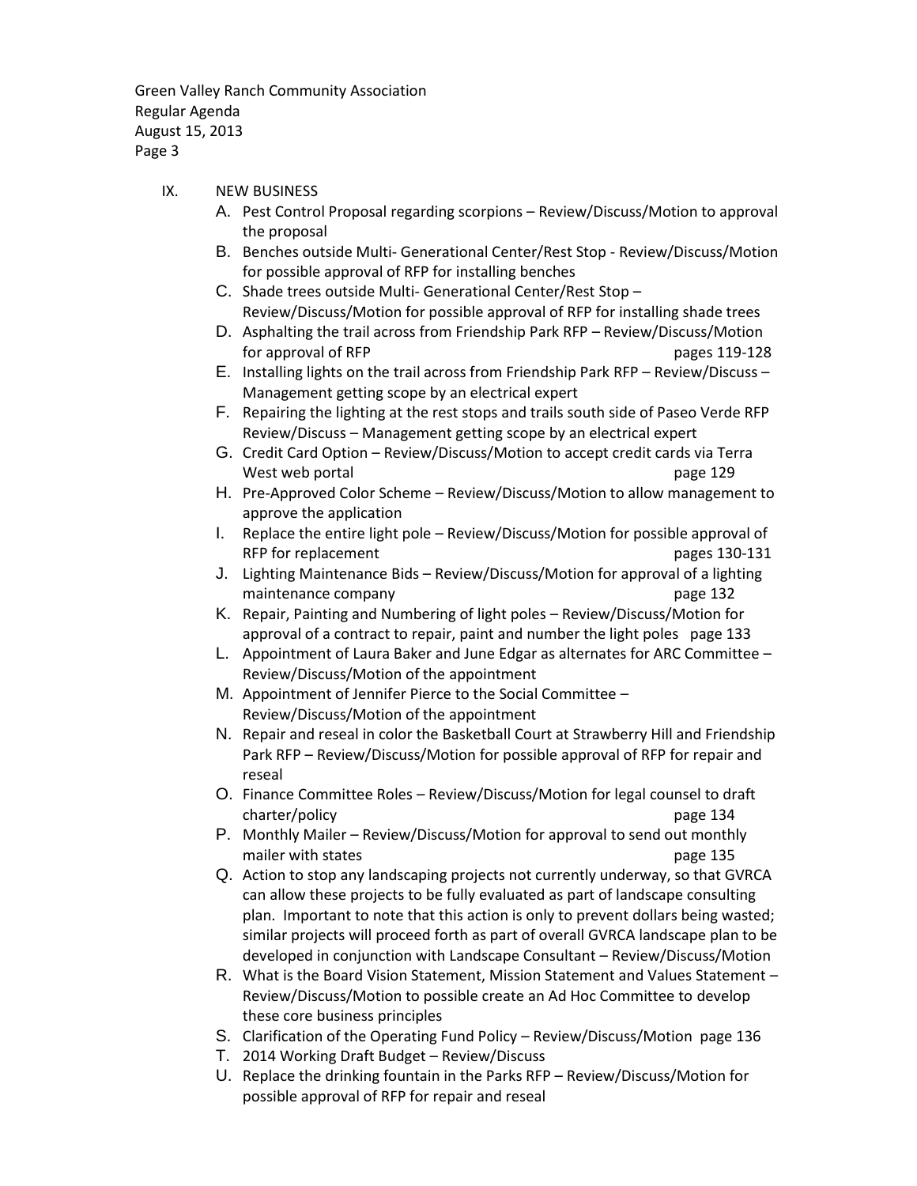## IX. NEW BUSINESS

A. Pest Control Proposal regarding scorpions – Review/Discuss/Motion to approval the proposal

B. Benches outside Multi- Generational Center/Rest Stop - Review/Discuss/Motion for possible approval of RFP for installing benches

C. Shade trees outside Multi- Generational Center/Rest Stop – Review/Discuss/Motion for possible approval of RFP for installing shade trees

D. Asphalting the trail across from Friendship Park RFP – Review/Discuss/Motion for approval of RFP pages 119-128

E. Installing lights on the trail across from Friendship Park RFP – Review/Discuss – Management getting scope by an electrical expert

F. Repairing the lighting at the rest stops and trails south side of Paseo Verde RFP Review/Discuss – Management getting scope by an electrical expert

G. Credit Card Option – Review/Discuss/Motion to accept credit cards via Terra West web portal page 129

H. Pre-Approved Color Scheme – Review/Discuss/Motion to allow management to approve the application

I. Replace the entire light pole – Review/Discuss/Motion for possible approval of RFP for replacement pages 130-131

J. Lighting Maintenance Bids – Review/Discuss/Motion for approval of a lighting maintenance company page 132

K. Repair, Painting and Numbering of light poles – Review/Discuss/Motion for approval of a contract to repair, paint and number the light poles page 133

L. Appointment of Laura Baker and June Edgar as alternates for ARC Committee – Review/Discuss/Motion of the appointment

M. Appointment of Jennifer Pierce to the Social Committee – Review/Discuss/Motion of the appointment

N. Repair and reseal in color the Basketball Court at Strawberry Hill and Friendship Park RFP – Review/Discuss/Motion for possible approval of RFP for repair and reseal

O. Finance Committee Roles – Review/Discuss/Motion for legal counsel to draft charter/policy page 134

P. Monthly Mailer – Review/Discuss/Motion for approval to send out monthly mailer with states page 135

Q. Action to stop any landscaping projects not currently underway, so that GVRCA can allow these projects to be fully evaluated as part of landscape consulting plan. Important to note that this action is only to prevent dollars being wasted; similar projects will proceed forth as part of overall GVRCA landscape plan to be developed in conjunction with Landscape Consultant – Review/Discuss/Motion

R. What is the Board Vision Statement, Mission Statement and Values Statement – Review/Discuss/Motion to possible create an Ad Hoc Committee to develop these core business principles

S. Clarification of the Operating Fund Policy – Review/Discuss/Motion page 136

T. 2014 Working Draft Budget – Review/Discuss

U. Replace the drinking fountain in the Parks RFP – Review/Discuss/Motion for possible approval of RFP for repair and reseal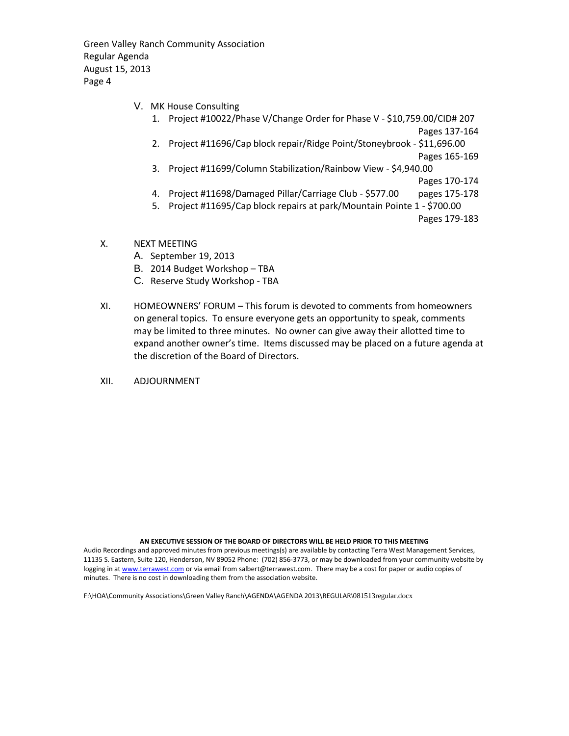V. MK House Consulting
   1. Project #10022/Phase V/Change Order for Phase V - $10,759.00/CID# 207 Pages 137-164
   2. Project #11696/Cap block repair/Ridge Point/Stoneybrook - $11,696.00 Pages 165-169
   3. Project #11699/Column Stabilization/Rainbow View - $4,940.00 Pages 170-174
   4. Project #11698/Damaged Pillar/Carriage Club - $577.00 pages 175-178
   5. Project #11695/Cap block repairs at park/Mountain Pointe 1 - $700.00 Pages 179-183

X. NEXT MEETING
   A. September 19, 2013
   B. 2014 Budget Workshop – TBA
   C. Reserve Study Workshop - TBA

XI. HOMEOWNERS' FORUM – This forum is devoted to comments from homeowners on general topics. To ensure everyone gets an opportunity to speak, comments may be limited to three minutes. No owner can give away their allotted time to expand another owner's time. Items discussed may be placed on a future agenda at the discretion of the Board of Directors.

XII. ADJOURNMENT

**AN EXECUTIVE SESSION OF THE BOARD OF DIRECTORS WILL BE HELD PRIOR TO THIS MEETING**

Audio Recordings and approved minutes from previous meetings(s) are available by contacting Terra West Management Services, 11135 S. Eastern, Suite 120, Henderson, NV 89052 Phone: (702) 856-3773, or may be downloaded from your community website by logging in at www.terrawest.com or via email from salbert@terrawest.com. There may be a cost for paper or audio copies of minutes. There is no cost in downloading them from the association website.

F:\HOA\Community Associations\Green Valley Ranch\AGENDA\AGENDA 2013\REGULAR\081513regular.docx